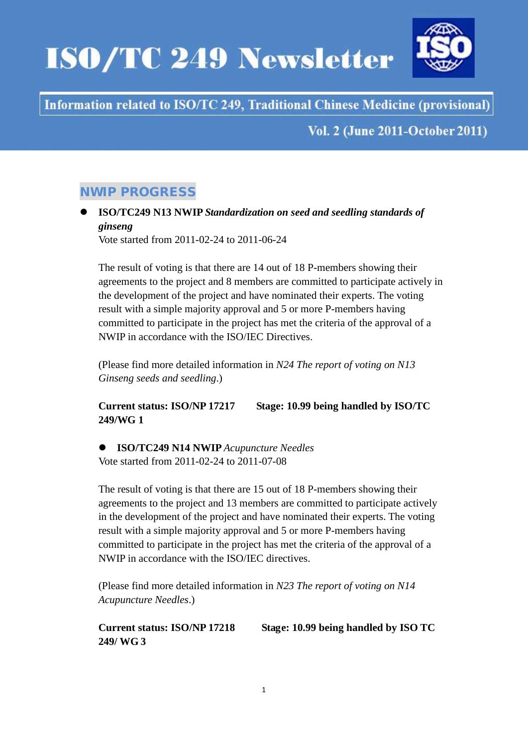# ISO/TC 249 Newsletter

**Information related to ISO/TC 249, Traditional Chinese Medicine (provisional)**

**Vol. 2 (June 2011-October 2011)**

## NWIP PROGRESS

- **ISO/TC249 N13 NWIP** ***Standardization on seed and seedling standards of ginseng***

  Vote started from 2011-02-24 to 2011-06-24

  The result of voting is that there are 14 out of 18 P-members showing their agreements to the project and 8 members are committed to participate actively in the development of the project and have nominated their experts. The voting result with a simple majority approval and 5 or more P-members having committed to participate in the project has met the criteria of the approval of a NWIP in accordance with the ISO/IEC Directives.

  (Please find more detailed information in *N24 The report of voting on N13 Ginseng seeds and seedling*.)

  **Current status: ISO/NP 17217 Stage: 10.99 being handled by ISO/TC 249/WG 1**

- **ISO/TC249 N14 NWIP** *Acupuncture Needles*

  Vote started from 2011-02-24 to 2011-07-08

  The result of voting is that there are 15 out of 18 P-members showing their agreements to the project and 13 members are committed to participate actively in the development of the project and have nominated their experts. The voting result with a simple majority approval and 5 or more P-members having committed to participate in the project has met the criteria of the approval of a NWIP in accordance with the ISO/IEC directives.

  (Please find more detailed information in *N23 The report of voting on N14 Acupuncture Needles*.)

  **Current status: ISO/NP 17218 Stage: 10.99 being handled by ISO TC 249/ WG 3**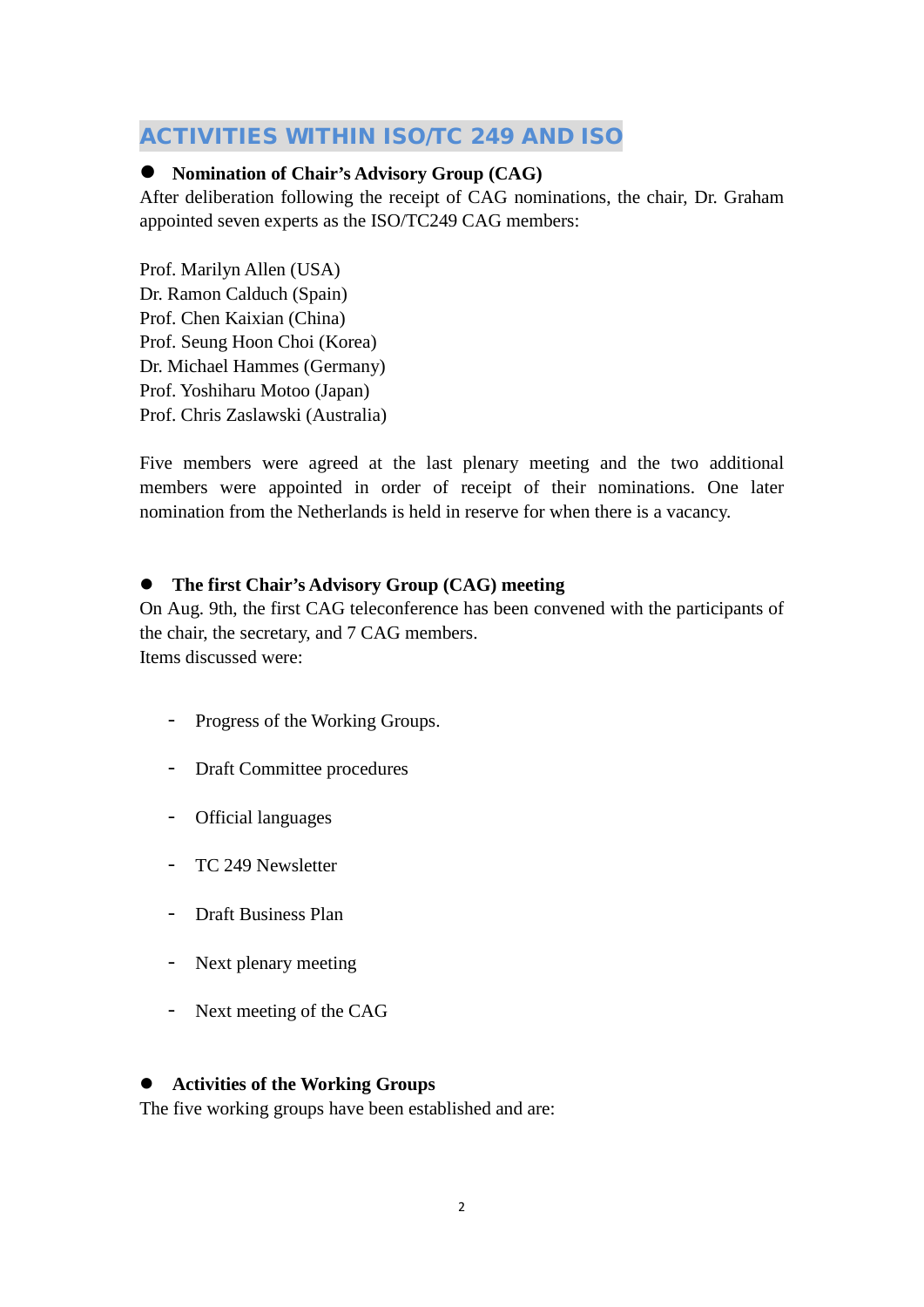## ACTIVITIES WITHIN ISO/TC 249 AND ISO

- **Nomination of Chair's Advisory Group (CAG)**

After deliberation following the receipt of CAG nominations, the chair, Dr. Graham appointed seven experts as the ISO/TC249 CAG members:

Prof. Marilyn Allen (USA)
Dr. Ramon Calduch (Spain)
Prof. Chen Kaixian (China)
Prof. Seung Hoon Choi (Korea)
Dr. Michael Hammes (Germany)
Prof. Yoshiharu Motoo (Japan)
Prof. Chris Zaslawski (Australia)

Five members were agreed at the last plenary meeting and the two additional members were appointed in order of receipt of their nominations. One later nomination from the Netherlands is held in reserve for when there is a vacancy.

- **The first Chair's Advisory Group (CAG) meeting**

On Aug. 9th, the first CAG teleconference has been convened with the participants of the chair, the secretary, and 7 CAG members.
Items discussed were:

- Progress of the Working Groups.
- Draft Committee procedures
- Official languages
- TC 249 Newsletter
- Draft Business Plan
- Next plenary meeting
- Next meeting of the CAG

- **Activities of the Working Groups**

The five working groups have been established and are: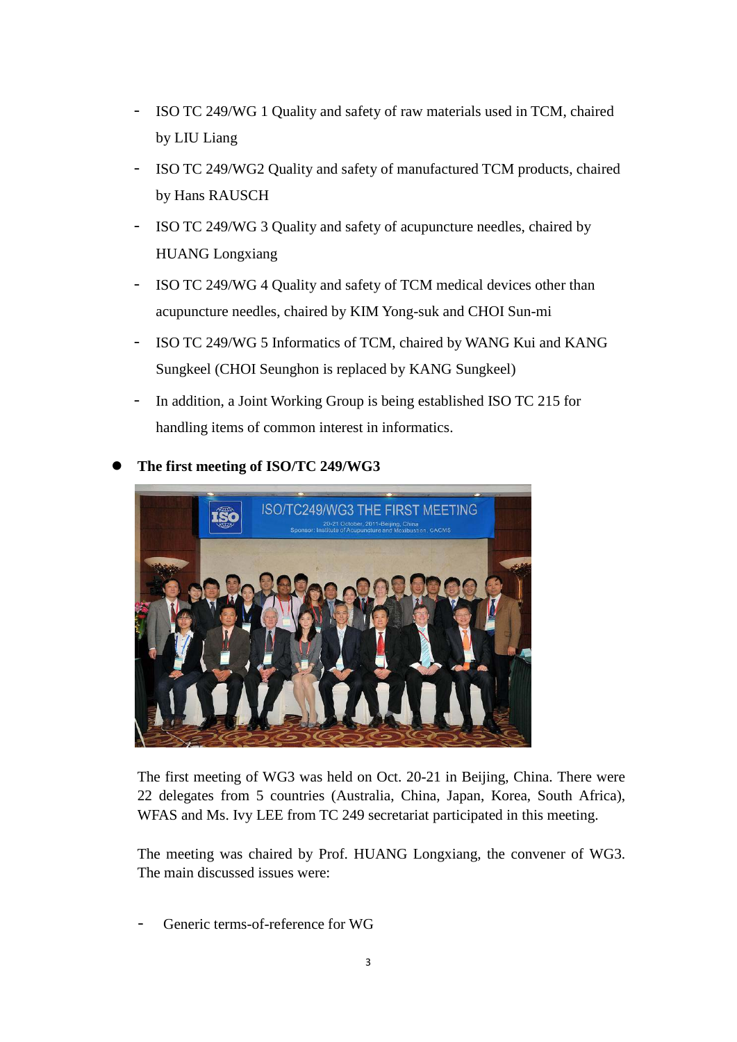- ISO TC 249/WG 1 Quality and safety of raw materials used in TCM, chaired by LIU Liang
- ISO TC 249/WG2 Quality and safety of manufactured TCM products, chaired by Hans RAUSCH
- ISO TC 249/WG 3 Quality and safety of acupuncture needles, chaired by HUANG Longxiang
- ISO TC 249/WG 4 Quality and safety of TCM medical devices other than acupuncture needles, chaired by KIM Yong-suk and CHOI Sun-mi
- ISO TC 249/WG 5 Informatics of TCM, chaired by WANG Kui and KANG Sungkeel (CHOI Seunghon is replaced by KANG Sungkeel)
- In addition, a Joint Working Group is being established ISO TC 215 for handling items of common interest in informatics.

- **The first meeting of ISO/TC 249/WG3**

The first meeting of WG3 was held on Oct. 20-21 in Beijing, China. There were 22 delegates from 5 countries (Australia, China, Japan, Korea, South Africa), WFAS and Ms. Ivy LEE from TC 249 secretariat participated in this meeting.

The meeting was chaired by Prof. HUANG Longxiang, the convener of WG3. The main discussed issues were:

- Generic terms-of-reference for WG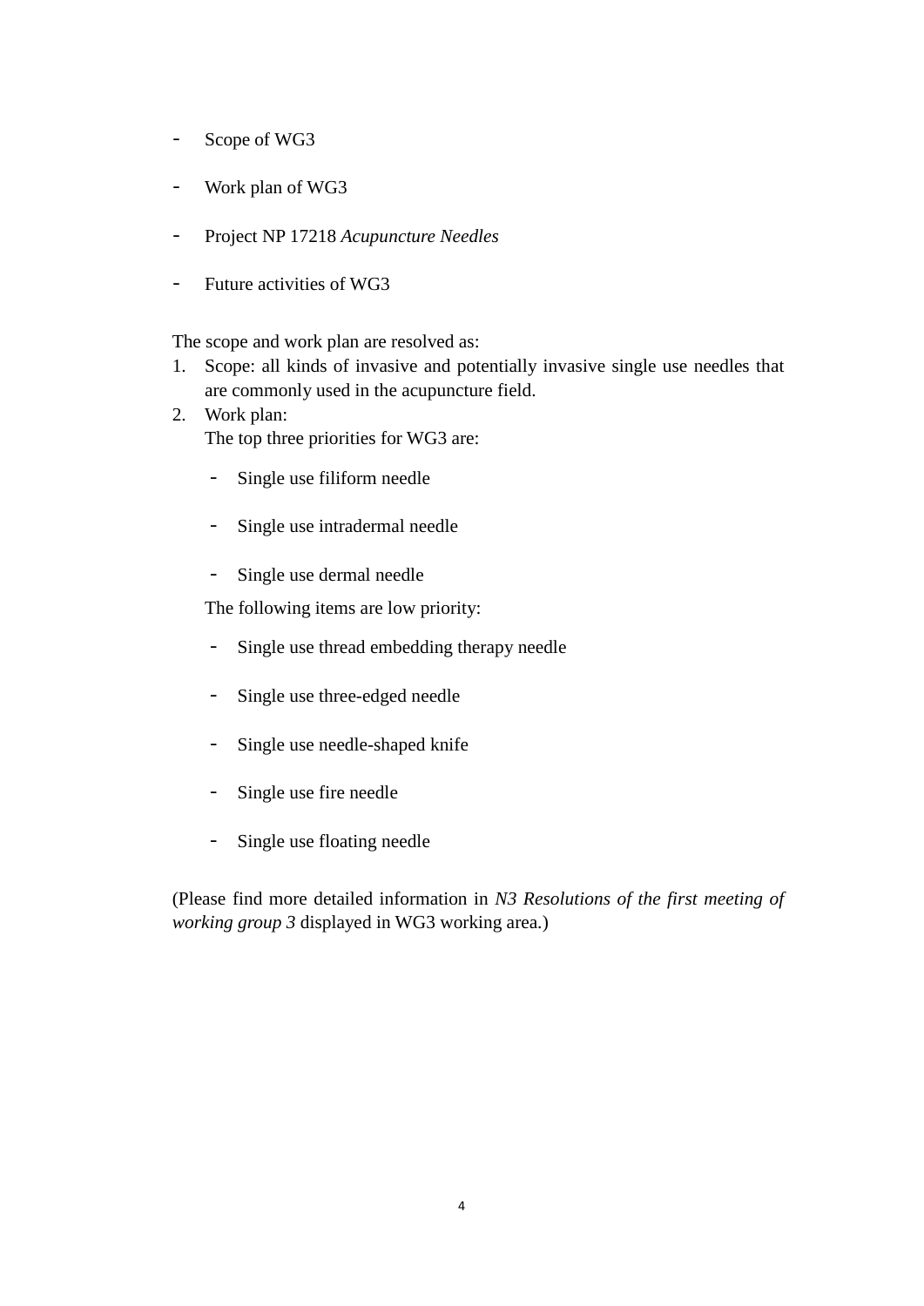- Scope of WG3
- Work plan of WG3
- Project NP 17218 *Acupuncture Needles*
- Future activities of WG3

The scope and work plan are resolved as:

1. Scope: all kinds of invasive and potentially invasive single use needles that are commonly used in the acupuncture field.
2. Work plan:
   The top three priorities for WG3 are:
   - Single use filiform needle
   - Single use intradermal needle
   - Single use dermal needle

   The following items are low priority:
   - Single use thread embedding therapy needle
   - Single use three-edged needle
   - Single use needle-shaped knife
   - Single use fire needle
   - Single use floating needle

(Please find more detailed information in *N3 Resolutions of the first meeting of working group 3* displayed in WG3 working area.)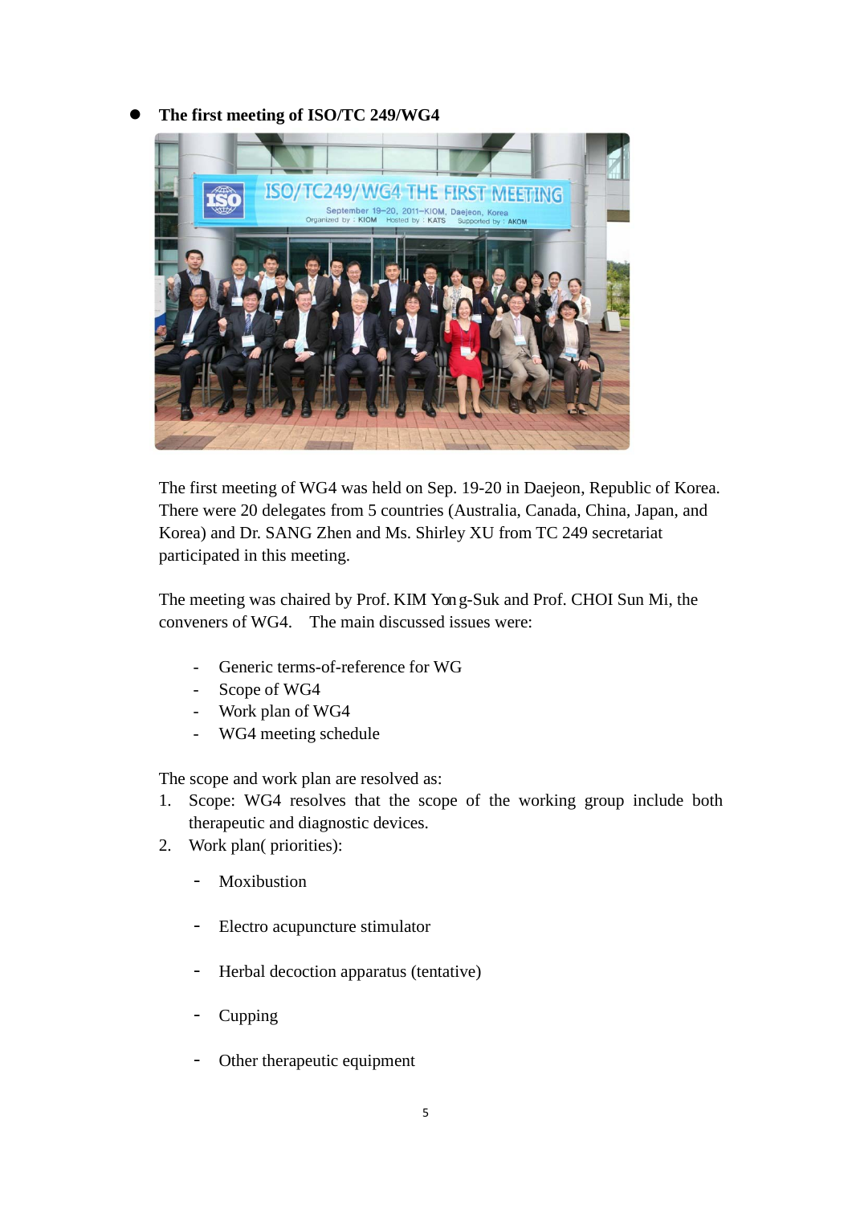- **The first meeting of ISO/TC 249/WG4**

The first meeting of WG4 was held on Sep. 19-20 in Daejeon, Republic of Korea. There were 20 delegates from 5 countries (Australia, Canada, China, Japan, and Korea) and Dr. SANG Zhen and Ms. Shirley XU from TC 249 secretariat participated in this meeting.

The meeting was chaired by Prof. KIM Yong-Suk and Prof. CHOI Sun Mi, the conveners of WG4. The main discussed issues were:

- Generic terms-of-reference for WG
- Scope of WG4
- Work plan of WG4
- WG4 meeting schedule

The scope and work plan are resolved as:

1. Scope: WG4 resolves that the scope of the working group include both therapeutic and diagnostic devices.
2. Work plan( priorities):
   - Moxibustion
   - Electro acupuncture stimulator
   - Herbal decoction apparatus (tentative)
   - Cupping
   - Other therapeutic equipment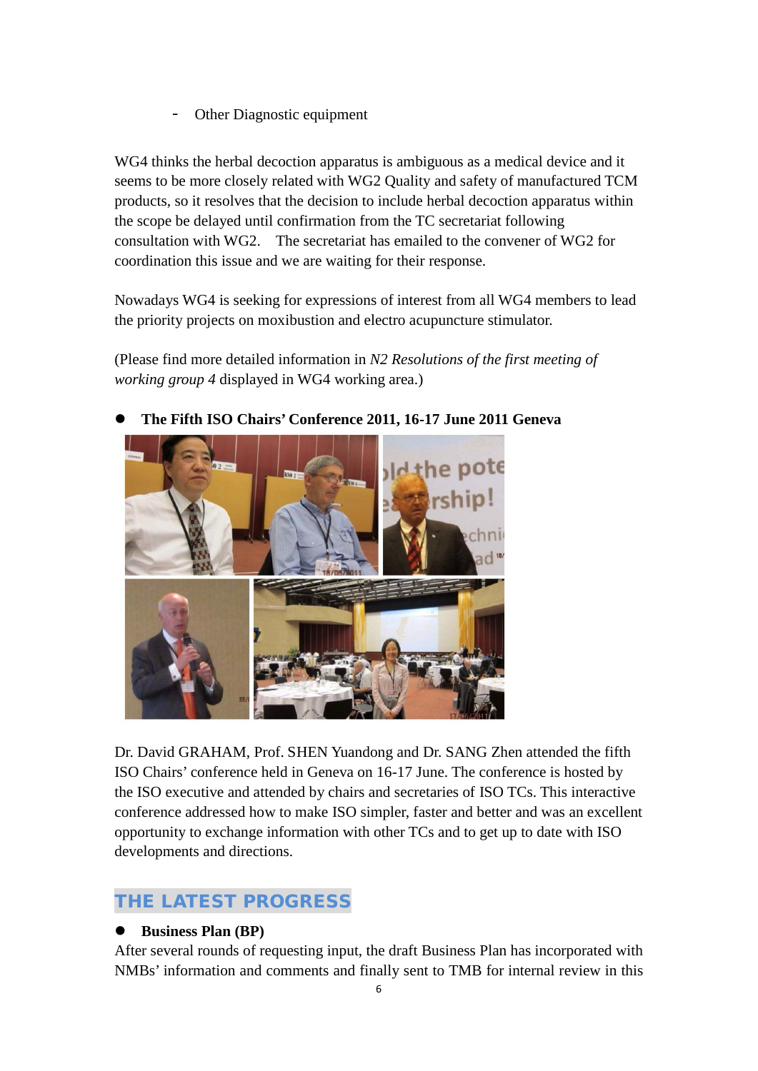- Other Diagnostic equipment

WG4 thinks the herbal decoction apparatus is ambiguous as a medical device and it seems to be more closely related with WG2 Quality and safety of manufactured TCM products, so it resolves that the decision to include herbal decoction apparatus within the scope be delayed until confirmation from the TC secretariat following consultation with WG2. The secretariat has emailed to the convener of WG2 for coordination this issue and we are waiting for their response.

Nowadays WG4 is seeking for expressions of interest from all WG4 members to lead the priority projects on moxibustion and electro acupuncture stimulator.

(Please find more detailed information in *N2 Resolutions of the first meeting of working group 4* displayed in WG4 working area.)

- **The Fifth ISO Chairs' Conference 2011, 16-17 June 2011 Geneva**

Dr. David GRAHAM, Prof. SHEN Yuandong and Dr. SANG Zhen attended the fifth ISO Chairs' conference held in Geneva on 16-17 June. The conference is hosted by the ISO executive and attended by chairs and secretaries of ISO TCs. This interactive conference addressed how to make ISO simpler, faster and better and was an excellent opportunity to exchange information with other TCs and to get up to date with ISO developments and directions.

## THE LATEST PROGRESS

- **Business Plan (BP)**

After several rounds of requesting input, the draft Business Plan has incorporated with NMBs' information and comments and finally sent to TMB for internal review in this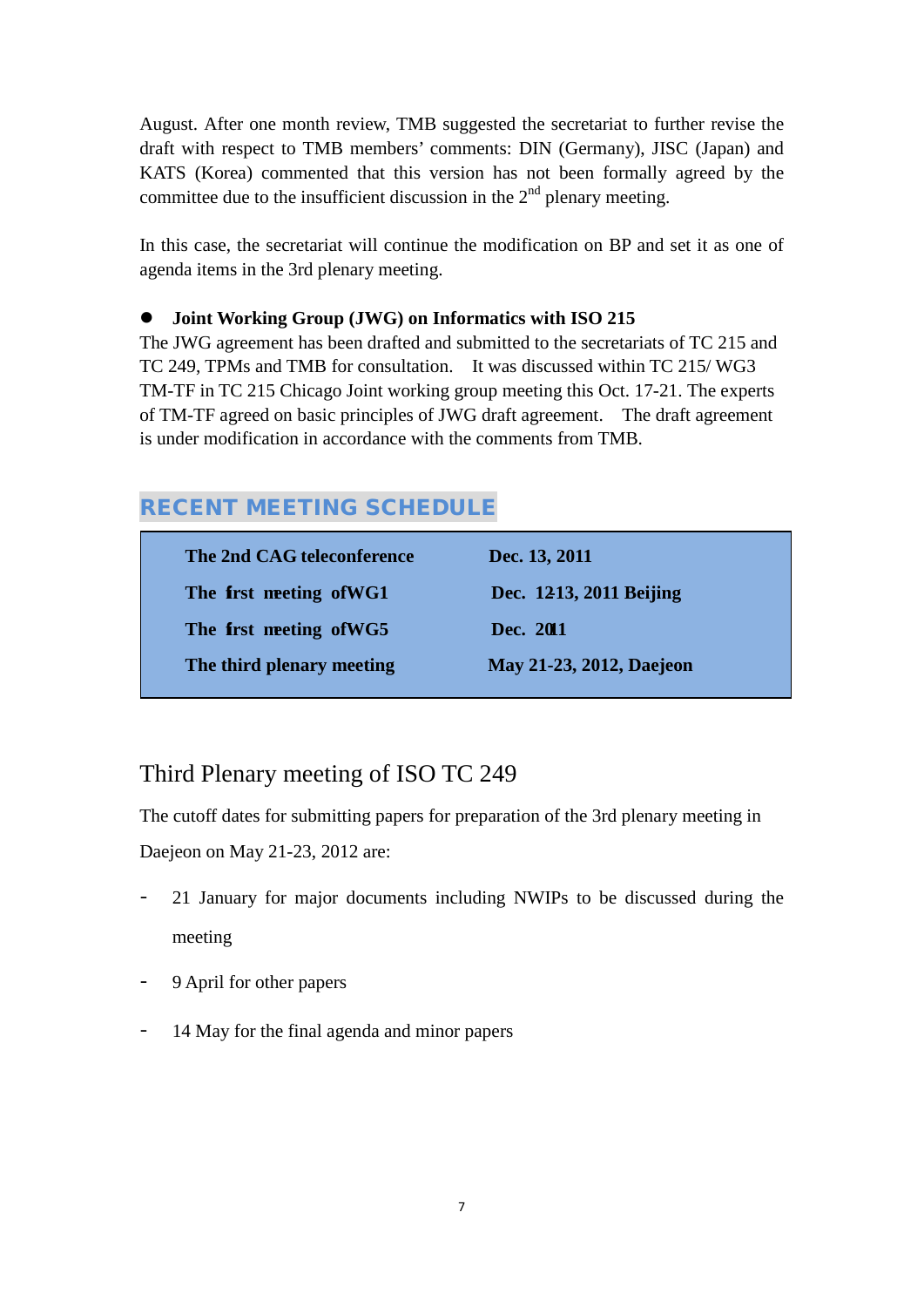August. After one month review, TMB suggested the secretariat to further revise the draft with respect to TMB members' comments: DIN (Germany), JISC (Japan) and KATS (Korea) commented that this version has not been formally agreed by the committee due to the insufficient discussion in the 2nd plenary meeting.

In this case, the secretariat will continue the modification on BP and set it as one of agenda items in the 3rd plenary meeting.

- **Joint Working Group (JWG) on Informatics with ISO 215**

The JWG agreement has been drafted and submitted to the secretariats of TC 215 and TC 249, TPMs and TMB for consultation. It was discussed within TC 215/ WG3 TM-TF in TC 215 Chicago Joint working group meeting this Oct. 17-21. The experts of TM-TF agreed on basic principles of JWG draft agreement. The draft agreement is under modification in accordance with the comments from TMB.

## RECENT MEETING SCHEDULE

| | |
|---|---|
| **The 2nd CAG teleconference** | **Dec. 13, 2011** |
| **The first meeting of WG1** | **Dec. 12-13, 2011 Beijing** |
| **The first meeting of WG5** | **Dec. 2011** |
| **The third plenary meeting** | **May 21-23, 2012, Daejeon** |

## Third Plenary meeting of ISO TC 249

The cutoff dates for submitting papers for preparation of the 3rd plenary meeting in Daejeon on May 21-23, 2012 are:

- 21 January for major documents including NWIPs to be discussed during the meeting
- 9 April for other papers
- 14 May for the final agenda and minor papers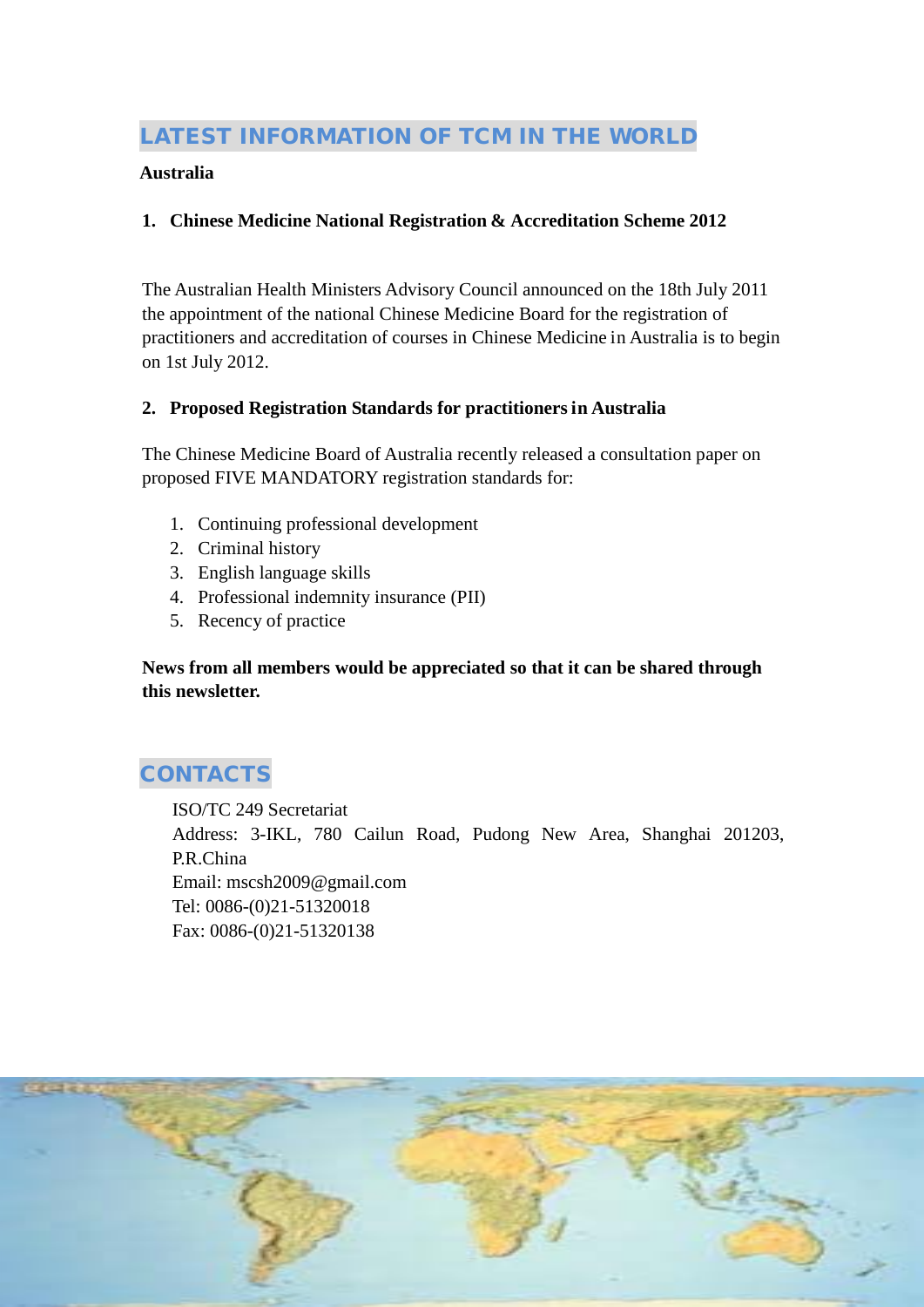## LATEST INFORMATION OF TCM IN THE WORLD

**Australia**

### 1. Chinese Medicine National Registration & Accreditation Scheme 2012

The Australian Health Ministers Advisory Council announced on the 18th July 2011 the appointment of the national Chinese Medicine Board for the registration of practitioners and accreditation of courses in Chinese Medicine in Australia is to begin on 1st July 2012.

### 2. Proposed Registration Standards for practitioners in Australia

The Chinese Medicine Board of Australia recently released a consultation paper on proposed FIVE MANDATORY registration standards for:

1. Continuing professional development
2. Criminal history
3. English language skills
4. Professional indemnity insurance (PII)
5. Recency of practice

**News from all members would be appreciated so that it can be shared through this newsletter.**

## CONTACTS

ISO/TC 249 Secretariat
Address: 3-IKL, 780 Cailun Road, Pudong New Area, Shanghai 201203, P.R.China
Email: mscsh2009@gmail.com
Tel: 0086-(0)21-51320018
Fax: 0086-(0)21-51320138